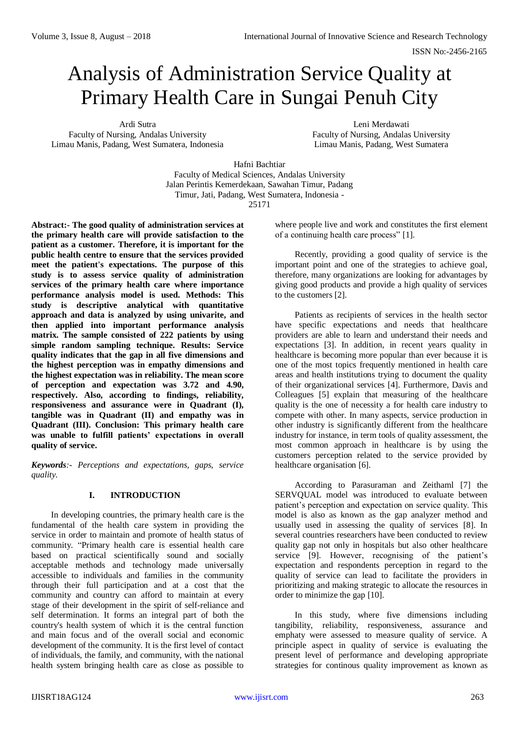# Analysis of Administration Service Quality at Primary Health Care in Sungai Penuh City

Ardi Sutra
Faculty of Nursing, Andalas University
Limau Manis, Padang, West Sumatera, Indonesia

Leni Merdawati
Faculty of Nursing, Andalas University
Limau Manis, Padang, West Sumatera

Hafni Bachtiar
Faculty of Medical Sciences, Andalas University
Jalan Perintis Kemerdekaan, Sawahan Timur, Padang Timur, Jati, Padang, West Sumatera, Indonesia - 25171

**Abstract:- The good quality of administration services at the primary health care will provide satisfaction to the patient as a customer. Therefore, it is important for the public health centre to ensure that the services provided meet the patient's expectations. The purpose of this study is to assess service quality of administration services of the primary health care where importance performance analysis model is used. Methods: This study is descriptive analytical with quantitative approach and data is analyzed by using univarite, and then applied into important performance analysis matrix. The sample consisted of 222 patients by using simple random sampling technique. Results: Service quality indicates that the gap in all five dimensions and the highest perception was in empathy dimensions and the highest expectation was in reliability. The mean score of perception and expectation was 3.72 and 4.90, respectively. Also, according to findings, reliability, responsiveness and assurance were in Quadrant (I), tangible was in Quadrant (II) and empathy was in Quadrant (III). Conclusion: This primary health care was unable to fulfill patients' expectations in overall quality of service.**

***Keywords***:- *Perceptions and expectations, gaps, service quality.*

## I. INTRODUCTION

In developing countries, the primary health care is the fundamental of the health care system in providing the service in order to maintain and promote of health status of community. "Primary health care is essential health care based on practical scientifically sound and socially acceptable methods and technology made universally accessible to individuals and families in the community through their full participation and at a cost that the community and country can afford to maintain at every stage of their development in the spirit of self-reliance and self determination. It forms an integral part of both the country's health system of which it is the central function and main focus and of the overall social and economic development of the community. It is the first level of contact of individuals, the family, and community, with the national health system bringing health care as close as possible to where people live and work and constitutes the first element of a continuing health care process" [1].

Recently, providing a good quality of service is the important point and one of the strategies to achieve goal, therefore, many organizations are looking for advantages by giving good products and provide a high quality of services to the customers [2].

Patients as recipients of services in the health sector have specific expectations and needs that healthcare providers are able to learn and understand their needs and expectations [3]. In addition, in recent years quality in healthcare is becoming more popular than ever because it is one of the most topics frequently mentioned in health care areas and health institutions trying to document the quality of their organizational services [4]. Furthermore, Davis and Colleagues [5] explain that measuring of the healthcare quality is the one of necessity a for health care industry to compete with other. In many aspects, service production in other industry is significantly different from the healthcare industry for instance, in term tools of quality assessment, the most common approach in healthcare is by using the customers perception related to the service provided by healthcare organisation [6].

According to Parasuraman and Zeithaml [7] the SERVQUAL model was introduced to evaluate between patient's perception and expectation on service quality. This model is also as known as the gap analyzer method and usually used in assessing the quality of services [8]. In several countries researchers have been conducted to review quality gap not only in hospitals but also other healthcare service [9]. However, recognising of the patient's expectation and respondents perception in regard to the quality of service can lead to facilitate the providers in prioritizing and making strategic to allocate the resources in order to minimize the gap [10].

In this study, where five dimensions including tangibility, reliability, responsiveness, assurance and emphaty were assessed to measure quality of service. A principle aspect in quality of service is evaluating the present level of performance and developing appropriate strategies for continous quality improvement as known as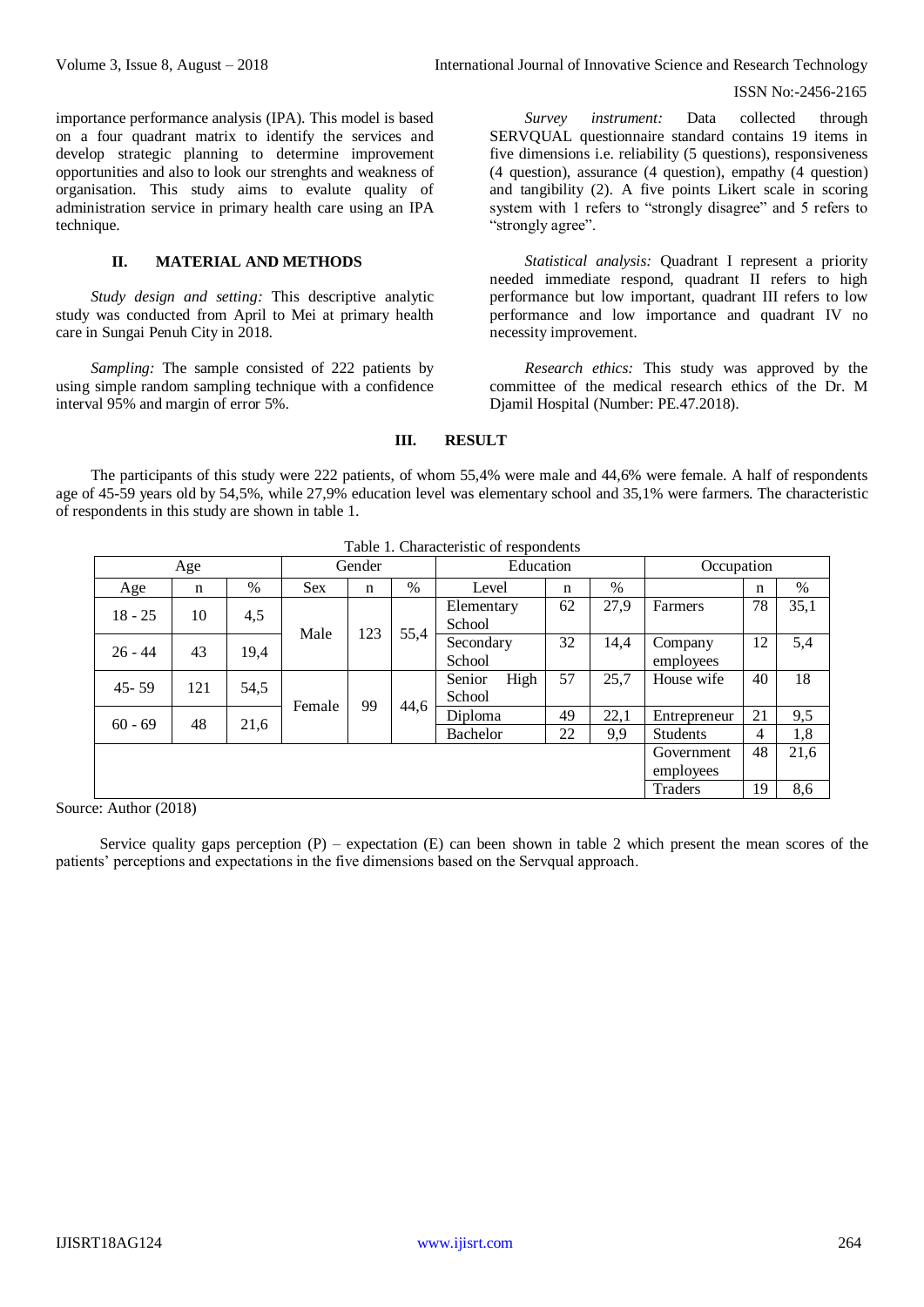importance performance analysis (IPA). This model is based on a four quadrant matrix to identify the services and develop strategic planning to determine improvement opportunities and also to look our strenghts and weakness of organisation. This study aims to evalute quality of administration service in primary health care using an IPA technique.

## II. MATERIAL AND METHODS

*Study design and setting:* This descriptive analytic study was conducted from April to Mei at primary health care in Sungai Penuh City in 2018.

*Sampling:* The sample consisted of 222 patients by using simple random sampling technique with a confidence interval 95% and margin of error 5%.

*Survey instrument:* Data collected through SERVQUAL questionnaire standard contains 19 items in five dimensions i.e. reliability (5 questions), responsiveness (4 question), assurance (4 question), empathy (4 question) and tangibility (2). A five points Likert scale in scoring system with 1 refers to "strongly disagree" and 5 refers to "strongly agree".

*Statistical analysis:* Quadrant I represent a priority needed immediate respond, quadrant II refers to high performance but low important, quadrant III refers to low performance and low importance and quadrant IV no necessity improvement.

*Research ethics:* This study was approved by the committee of the medical research ethics of the Dr. M Djamil Hospital (Number: PE.47.2018).

## III. RESULT

The participants of this study were 222 patients, of whom 55,4% were male and 44,6% were female. A half of respondents age of 45-59 years old by 54,5%, while 27,9% education level was elementary school and 35,1% were farmers. The characteristic of respondents in this study are shown in table 1.

Table 1. Characteristic of respondents

| Age | | | Gender | | | Education | | | Occupation | | |
|---|---|---|---|---|---|---|---|---|---|---|---|
| Age | n | % | Sex | n | % | Level | n | % | | n | % |
| 18 - 25 | 10 | 4,5 | Male | 123 | 55,4 | Elementary School | 62 | 27,9 | Farmers | 78 | 35,1 |
| 26 - 44 | 43 | 19,4 | | | | Secondary School | 32 | 14,4 | Company employees | 12 | 5,4 |
| 45- 59 | 121 | 54,5 | Female | 99 | 44,6 | Senior High School | 57 | 25,7 | House wife | 40 | 18 |
| 60 - 69 | 48 | 21,6 | | | | Diploma | 49 | 22,1 | Entrepreneur | 21 | 9,5 |
| | | | | | | Bachelor | 22 | 9,9 | Students | 4 | 1,8 |
| | | | | | | | | | Government employees | 48 | 21,6 |
| | | | | | | | | | Traders | 19 | 8,6 |

Source: Author (2018)

Service quality gaps perception (P) – expectation (E) can been shown in table 2 which present the mean scores of the patients' perceptions and expectations in the five dimensions based on the Servqual approach.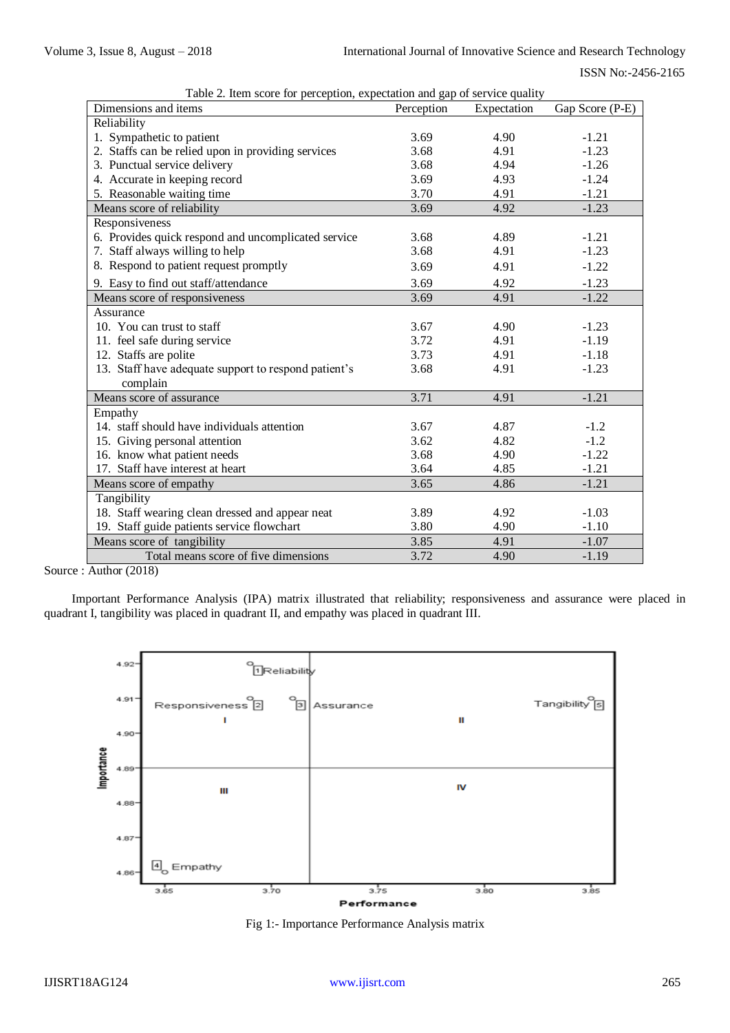Table 2. Item score for perception, expectation and gap of service quality

| Dimensions and items | Perception | Expectation | Gap Score (P-E) |
|---|---|---|---|
| Reliability | | | |
| 1. Sympathetic to patient | 3.69 | 4.90 | -1.21 |
| 2. Staffs can be relied upon in providing services | 3.68 | 4.91 | -1.23 |
| 3. Punctual service delivery | 3.68 | 4.94 | -1.26 |
| 4. Accurate in keeping record | 3.69 | 4.93 | -1.24 |
| 5. Reasonable waiting time | 3.70 | 4.91 | -1.21 |
| Means score of reliability | 3.69 | 4.92 | -1.23 |
| Responsiveness | | | |
| 6. Provides quick respond and uncomplicated service | 3.68 | 4.89 | -1.21 |
| 7. Staff always willing to help | 3.68 | 4.91 | -1.23 |
| 8. Respond to patient request promptly | 3.69 | 4.91 | -1.22 |
| 9. Easy to find out staff/attendance | 3.69 | 4.92 | -1.23 |
| Means score of responsiveness | 3.69 | 4.91 | -1.22 |
| Assurance | | | |
| 10. You can trust to staff | 3.67 | 4.90 | -1.23 |
| 11. feel safe during service | 3.72 | 4.91 | -1.19 |
| 12. Staffs are polite | 3.73 | 4.91 | -1.18 |
| 13. Staff have adequate support to respond patient's complain | 3.68 | 4.91 | -1.23 |
| Means score of assurance | 3.71 | 4.91 | -1.21 |
| Empathy | | | |
| 14. staff should have individuals attention | 3.67 | 4.87 | -1.2 |
| 15. Giving personal attention | 3.62 | 4.82 | -1.2 |
| 16. know what patient needs | 3.68 | 4.90 | -1.22 |
| 17. Staff have interest at heart | 3.64 | 4.85 | -1.21 |
| Means score of empathy | 3.65 | 4.86 | -1.21 |
| Tangibility | | | |
| 18. Staff wearing clean dressed and appear neat | 3.89 | 4.92 | -1.03 |
| 19. Staff guide patients service flowchart | 3.80 | 4.90 | -1.10 |
| Means score of tangibility | 3.85 | 4.91 | -1.07 |
| Total means score of five dimensions | 3.72 | 4.90 | -1.19 |

Source : Author (2018)

Important Performance Analysis (IPA) matrix illustrated that reliability; responsiveness and assurance were placed in quadrant I, tangibility was placed in quadrant II, and empathy was placed in quadrant III.

Fig 1:- Importance Performance Analysis matrix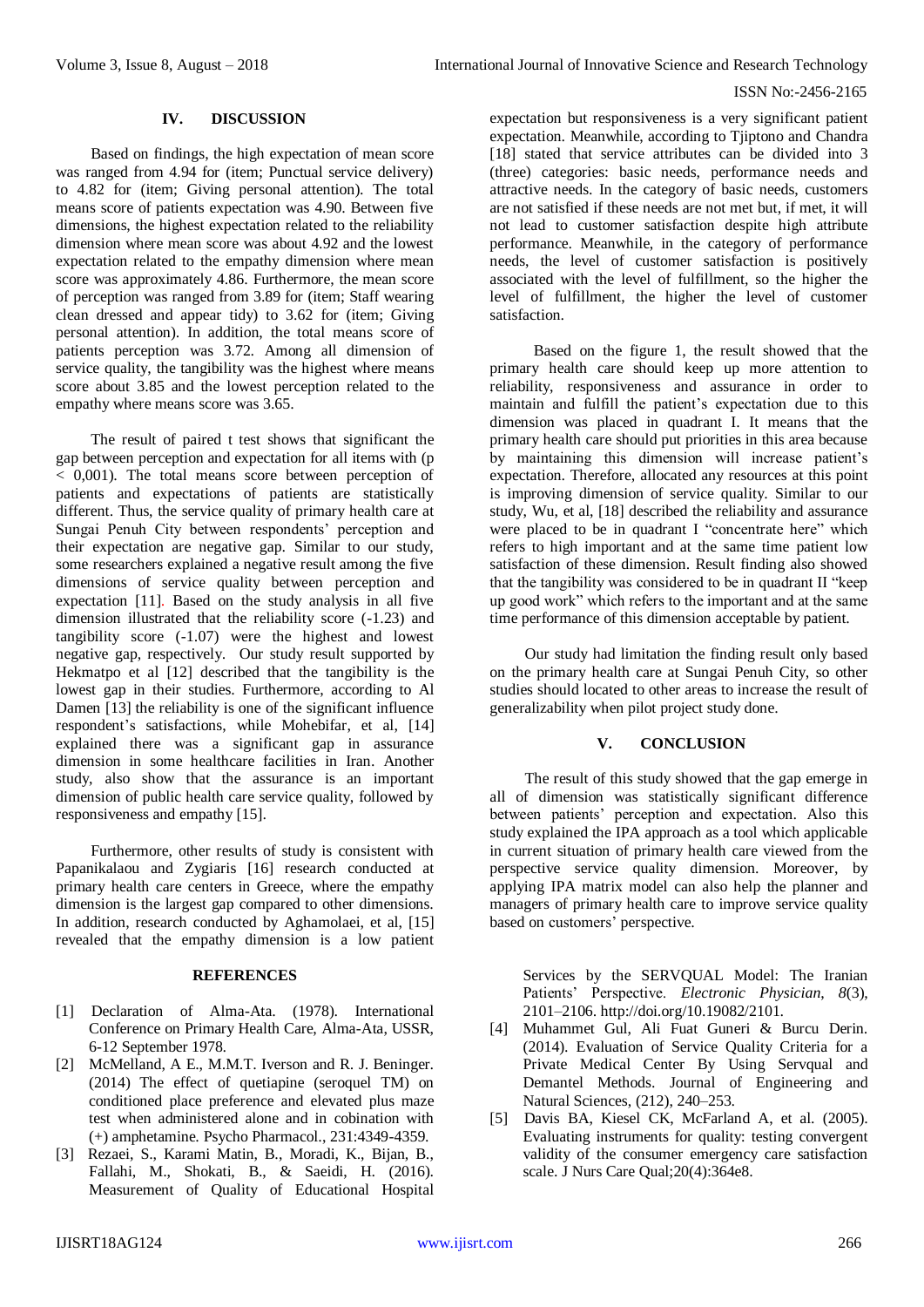## IV. DISCUSSION

Based on findings, the high expectation of mean score was ranged from 4.94 for (item; Punctual service delivery) to 4.82 for (item; Giving personal attention). The total means score of patients expectation was 4.90. Between five dimensions, the highest expectation related to the reliability dimension where mean score was about 4.92 and the lowest expectation related to the empathy dimension where mean score was approximately 4.86. Furthermore, the mean score of perception was ranged from 3.89 for (item; Staff wearing clean dressed and appear tidy) to 3.62 for (item; Giving personal attention). In addition, the total means score of patients perception was 3.72. Among all dimension of service quality, the tangibility was the highest where means score about 3.85 and the lowest perception related to the empathy where means score was 3.65.

The result of paired t test shows that significant the gap between perception and expectation for all items with ($p < 0,001$). The total means score between perception of patients and expectations of patients are statistically different. Thus, the service quality of primary health care at Sungai Penuh City between respondents' perception and their expectation are negative gap. Similar to our study, some researchers explained a negative result among the five dimensions of service quality between perception and expectation [11]. Based on the study analysis in all five dimension illustrated that the reliability score (-1.23) and tangibility score (-1.07) were the highest and lowest negative gap, respectively. Our study result supported by Hekmatpo et al [12] described that the tangibility is the lowest gap in their studies. Furthermore, according to Al Damen [13] the reliability is the one of the significant influence respondent's satisfactions, while Mohebifar, et al, [14] explained there was a significant gap in assurance dimension in some healthcare facilities in Iran. Another study, also show that the assurance is an important dimension of public health care service quality, followed by responsiveness and empathy [15].

Furthermore, other results of study is consistent with Papanikalaou and Zygiaris [16] research conducted at primary health care centers in Greece, where the empathy dimension is the largest gap compared to other dimensions. In addition, research conducted by Aghamolaei, et al, [15] revealed that the empathy dimension is a low patient expectation but responsiveness is a very significant patient expectation. Meanwhile, according to Tjiptono and Chandra [18] stated that service attributes can be divided into 3 (three) categories: basic needs, performance needs and attractive needs. In the category of basic needs, customers are not satisfied if these needs are not met but, if met, it will not lead to customer satisfaction despite high attribute performance. Meanwhile, in the category of performance needs, the level of customer satisfaction is positively associated with the level of fulfillment, so the higher the level of fulfillment, the higher the level of customer satisfaction.

Based on the figure 1, the result showed that the primary health care should keep up more attention to reliability, responsiveness and assurance in order to maintain and fulfill the patient's expectation due to this dimension was placed in quadrant I. It means that the primary health care should put priorities in this area because by maintaining this dimension will increase patient's expectation. Therefore, allocated any resources at this point is improving dimension of service quality. Similar to our study, Wu, et al, [18] described the reliability and assurance were placed to be in quadrant I "concentrate here" which refers to high important and at the same time patient low satisfaction of these dimension. Result finding also showed that the tangibility was considered to be in quadrant II "keep up good work" which refers to the important and at the same time performance of this dimension acceptable by patient.

Our study had limitation the finding result only based on the primary health care at Sungai Penuh City, so other studies should located to other areas to increase the result of generalizability when pilot project study done.

## V. CONCLUSION

The result of this study showed that the gap emerge in all of dimension was statistically significant difference between patients' perception and expectation. Also this study explained the IPA approach as a tool which applicable in current situation of primary health care viewed from the perspective service quality dimension. Moreover, by applying IPA matrix model can also help the planner and managers of primary health care to improve service quality based on customers' perspective.

## REFERENCES

[1] Declaration of Alma-Ata. (1978). International Conference on Primary Health Care, Alma-Ata, USSR, 6-12 September 1978.

[2] McMelland, A E., M.M.T. Iverson and R. J. Beninger. (2014) The effect of quetiapine (seroquel TM) on conditioned place preference and elevated plus maze test when administered alone and in cobination with (+) amphetamine. Psycho Pharmacol., 231:4349-4359.

[3] Rezaei, S., Karami Matin, B., Moradi, K., Bijan, B., Fallahi, M., Shokati, B., & Saeidi, H. (2016). Measurement of Quality of Educational Hospital Services by the SERVQUAL Model: The Iranian Patients' Perspective. *Electronic Physician*, *8*(3), 2101–2106. http://doi.org/10.19082/2101.

[4] Muhammet Gul, Ali Fuat Guneri & Burcu Derin. (2014). Evaluation of Service Quality Criteria for a Private Medical Center By Using Servqual and Demantel Methods. Journal of Engineering and Natural Sciences, (212), 240–253.

[5] Davis BA, Kiesel CK, McFarland A, et al. (2005). Evaluating instruments for quality: testing convergent validity of the consumer emergency care satisfaction scale. J Nurs Care Qual;20(4):364e8.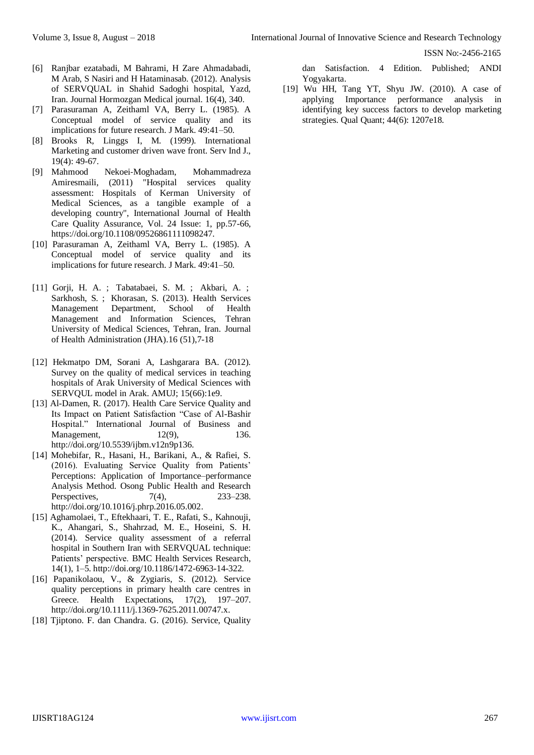[6] Ranjbar ezatabadi, M Bahrami, H Zare Ahmadabadi, M Arab, S Nasiri and H Hataminasab. (2012). Analysis of SERVQUAL in Shahid Sadoghi hospital, Yazd, Iran. Journal Hormozgan Medical journal. 16(4), 340.

[7] Parasuraman A, Zeithaml VA, Berry L. (1985). A Conceptual model of service quality and its implications for future research. J Mark. 49:41–50.

[8] Brooks R, Linggs I, M. (1999). International Marketing and customer driven wave front. Serv Ind J., 19(4): 49-67.

[9] Mahmood Nekoei-Moghadam, Mohammadreza Amiresmaili, (2011) "Hospital services quality assessment: Hospitals of Kerman University of Medical Sciences, as a tangible example of a developing country", International Journal of Health Care Quality Assurance, Vol. 24 Issue: 1, pp.57-66, https://doi.org/10.1108/09526861111098247.

[10] Parasuraman A, Zeithaml VA, Berry L. (1985). A Conceptual model of service quality and its implications for future research. J Mark. 49:41–50.

[11] Gorji, H. A. ; Tabatabaei, S. M. ; Akbari, A. ; Sarkhosh, S. ; Khorasan, S. (2013). Health Services Management Department, School of Health Management and Information Sciences, Tehran University of Medical Sciences, Tehran, Iran. Journal of Health Administration (JHA).16 (51),7-18

[12] Hekmatpo DM, Sorani A, Lashgarara BA. (2012). Survey on the quality of medical services in teaching hospitals of Arak University of Medical Sciences with SERVQUL model in Arak. AMUJ; 15(66):1e9.

[13] Al-Damen, R. (2017). Health Care Service Quality and Its Impact on Patient Satisfaction "Case of Al-Bashir Hospital." International Journal of Business and Management, 12(9), 136. http://doi.org/10.5539/ijbm.v12n9p136.

[14] Mohebifar, R., Hasani, H., Barikani, A., & Rafiei, S. (2016). Evaluating Service Quality from Patients' Perceptions: Application of Importance–performance Analysis Method. Osong Public Health and Research Perspectives, 7(4), 233–238. http://doi.org/10.1016/j.phrp.2016.05.002.

[15] Aghamolaei, T., Eftekhaari, T. E., Rafati, S., Kahnouji, K., Ahangari, S., Shahrzad, M. E., Hoseini, S. H. (2014). Service quality assessment of a referral hospital in Southern Iran with SERVQUAL technique: Patients' perspective. BMC Health Services Research, 14(1), 1–5. http://doi.org/10.1186/1472-6963-14-322.

[16] Papanikolaou, V., & Zygiaris, S. (2012). Service quality perceptions in primary health care centres in Greece. Health Expectations, 17(2), 197–207. http://doi.org/10.1111/j.1369-7625.2011.00747.x.

[18] Tjiptono. F. dan Chandra. G. (2016). Service, Quality dan Satisfaction. 4 Edition. Published; ANDI Yogyakarta.

[19] Wu HH, Tang YT, Shyu JW. (2010). A case of applying Importance performance analysis in identifying key success factors to develop marketing strategies. Qual Quant; 44(6): 1207e18.